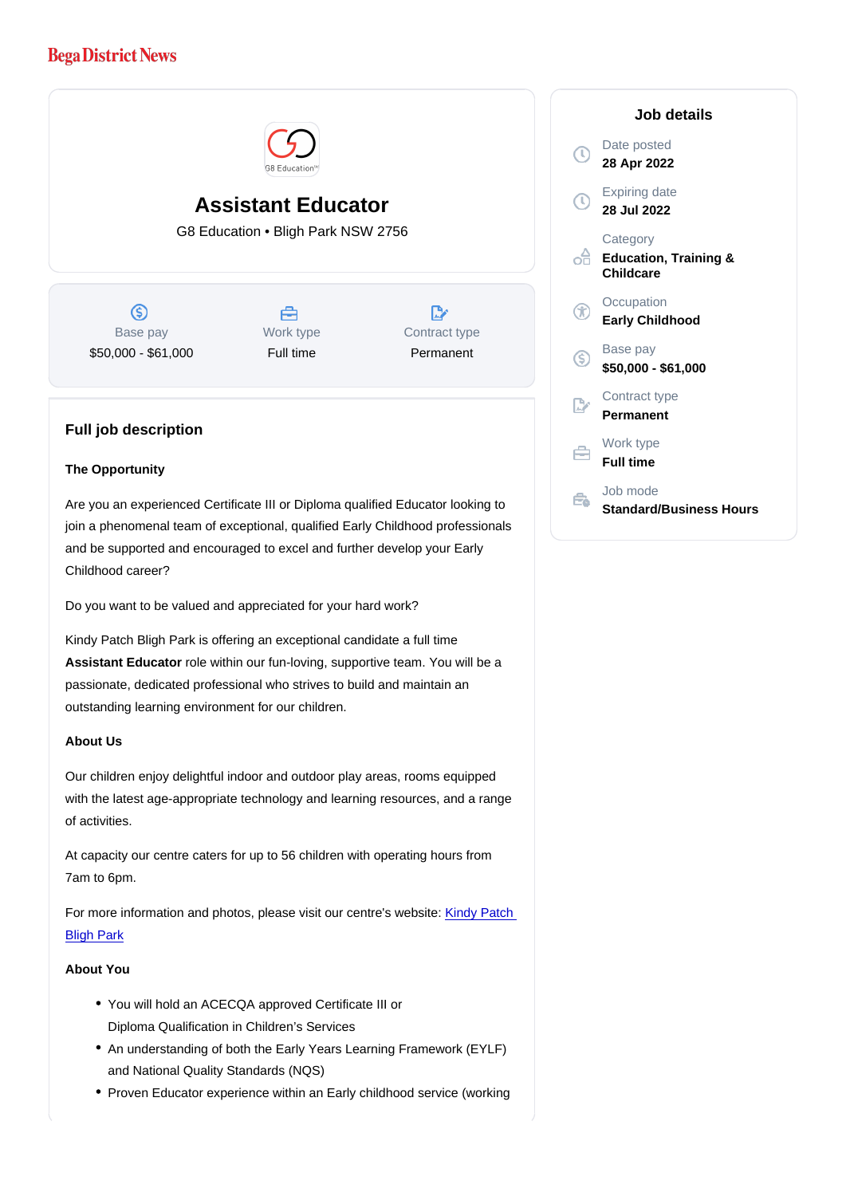Bega District News

# Assistant Educator

G8 Education • Bligh Park NSW 2756

| Base pay | Work type | Contract type |
|---|---|---|
| $50,000 - $61,000 | Full time | Permanent |

## Full job description

**The Opportunity**

Are you an experienced Certificate III or Diploma qualified Educator looking to join a phenomenal team of exceptional, qualified Early Childhood professionals and be supported and encouraged to excel and further develop your Early Childhood career?

Do you want to be valued and appreciated for your hard work?

Kindy Patch Bligh Park is offering an exceptional candidate a full time **Assistant Educator** role within our fun-loving, supportive team. You will be a passionate, dedicated professional who strives to build and maintain an outstanding learning environment for our children.

**About Us**

Our children enjoy delightful indoor and outdoor play areas, rooms equipped with the latest age-appropriate technology and learning resources, and a range of activities.

At capacity our centre caters for up to 56 children with operating hours from 7am to 6pm.

For more information and photos, please visit our centre's website: Kindy Patch Bligh Park

**About You**

- You will hold an ACECQA approved Certificate III or Diploma Qualification in Children's Services
- An understanding of both the Early Years Learning Framework (EYLF) and National Quality Standards (NQS)
- Proven Educator experience within an Early childhood service (working

## Job details

Date posted
**28 Apr 2022**

Expiring date
**28 Jul 2022**

Category
**Education, Training & Childcare**

Occupation
**Early Childhood**

Base pay
**$50,000 - $61,000**

Contract type
**Permanent**

Work type
**Full time**

Job mode
**Standard/Business Hours**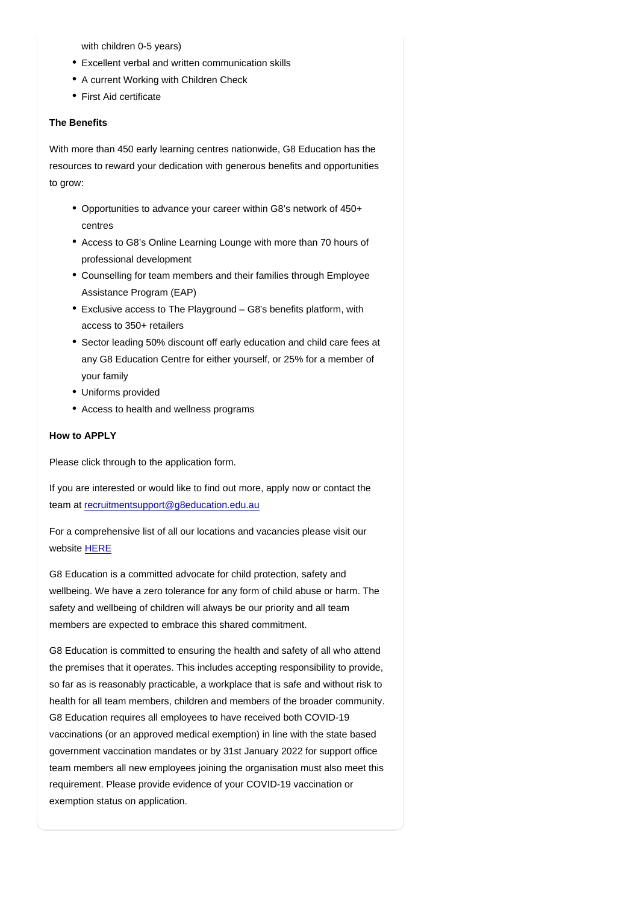with children 0-5 years)

- Excellent verbal and written communication skills
- A current Working with Children Check
- First Aid certificate

**The Benefits**

With more than 450 early learning centres nationwide, G8 Education has the resources to reward your dedication with generous benefits and opportunities to grow:

- Opportunities to advance your career within G8's network of 450+ centres
- Access to G8's Online Learning Lounge with more than 70 hours of professional development
- Counselling for team members and their families through Employee Assistance Program (EAP)
- Exclusive access to The Playground – G8's benefits platform, with access to 350+ retailers
- Sector leading 50% discount off early education and child care fees at any G8 Education Centre for either yourself, or 25% for a member of your family
- Uniforms provided
- Access to health and wellness programs

**How to APPLY**

Please click through to the application form.

If you are interested or would like to find out more, apply now or contact the team at recruitmentsupport@g8education.edu.au

For a comprehensive list of all our locations and vacancies please visit our website HERE

G8 Education is a committed advocate for child protection, safety and wellbeing. We have a zero tolerance for any form of child abuse or harm. The safety and wellbeing of children will always be our priority and all team members are expected to embrace this shared commitment.

G8 Education is committed to ensuring the health and safety of all who attend the premises that it operates. This includes accepting responsibility to provide, so far as is reasonably practicable, a workplace that is safe and without risk to health for all team members, children and members of the broader community. G8 Education requires all employees to have received both COVID-19 vaccinations (or an approved medical exemption) in line with the state based government vaccination mandates or by 31st January 2022 for support office team members all new employees joining the organisation must also meet this requirement. Please provide evidence of your COVID-19 vaccination or exemption status on application.